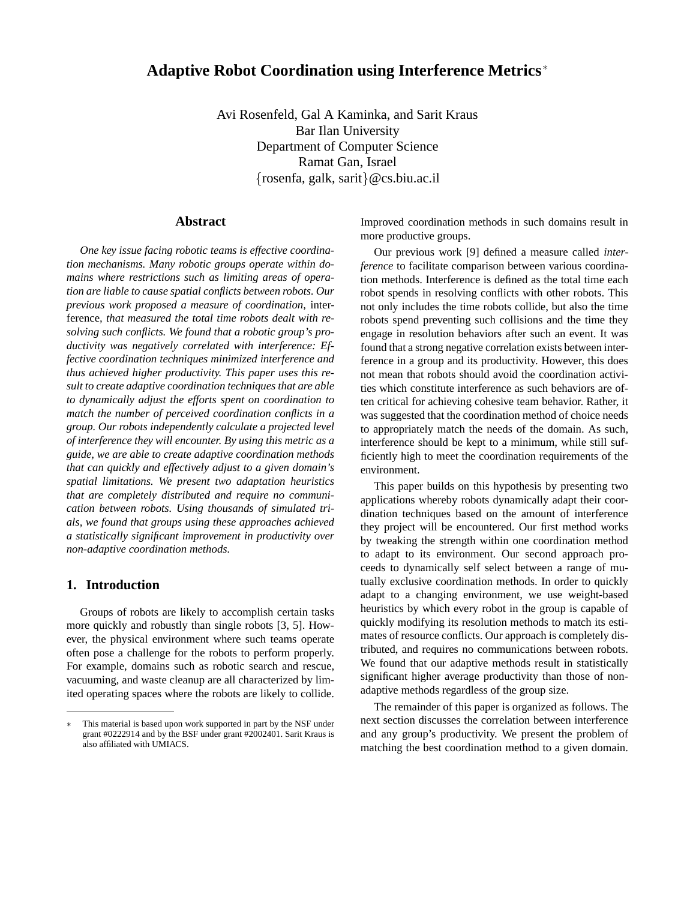# Adaptive Robot Coordination using Interference Metrics*

Avi Rosenfeld, Gal A Kaminka, and Sarit Kraus
Bar Ilan University
Department of Computer Science
Ramat Gan, Israel
{rosenfa, galk, sarit}@cs.biu.ac.il

## Abstract

*One key issue facing robotic teams is effective coordination mechanisms. Many robotic groups operate within domains where restrictions such as limiting areas of operation are liable to cause spatial conflicts between robots. Our previous work proposed a measure of coordination,* interference, *that measured the total time robots dealt with resolving such conflicts. We found that a robotic group's productivity was negatively correlated with interference: Effective coordination techniques minimized interference and thus achieved higher productivity. This paper uses this result to create adaptive coordination techniques that are able to dynamically adjust the efforts spent on coordination to match the number of perceived coordination conflicts in a group. Our robots independently calculate a projected level of interference they will encounter. By using this metric as a guide, we are able to create adaptive coordination methods that can quickly and effectively adjust to a given domain's spatial limitations. We present two adaptation heuristics that are completely distributed and require no communication between robots. Using thousands of simulated trials, we found that groups using these approaches achieved a statistically significant improvement in productivity over non-adaptive coordination methods.*

## 1. Introduction

Groups of robots are likely to accomplish certain tasks more quickly and robustly than single robots [3, 5]. However, the physical environment where such teams operate often pose a challenge for the robots to perform properly. For example, domains such as robotic search and rescue, vacuuming, and waste cleanup are all characterized by limited operating spaces where the robots are likely to collide. Improved coordination methods in such domains result in more productive groups.

Our previous work [9] defined a measure called *interference* to facilitate comparison between various coordination methods. Interference is defined as the total time each robot spends in resolving conflicts with other robots. This not only includes the time robots collide, but also the time robots spend preventing such collisions and the time they engage in resolution behaviors after such an event. It was found that a strong negative correlation exists between interference in a group and its productivity. However, this does not mean that robots should avoid the coordination activities which constitute interference as such behaviors are often critical for achieving cohesive team behavior. Rather, it was suggested that the coordination method of choice needs to appropriately match the needs of the domain. As such, interference should be kept to a minimum, while still sufficiently high to meet the coordination requirements of the environment.

This paper builds on this hypothesis by presenting two applications whereby robots dynamically adapt their coordination techniques based on the amount of interference they project will be encountered. Our first method works by tweaking the strength within one coordination method to adapt to its environment. Our second approach proceeds to dynamically self select between a range of mutually exclusive coordination methods. In order to quickly adapt to a changing environment, we use weight-based heuristics by which every robot in the group is capable of quickly modifying its resolution methods to match its estimates of resource conflicts. Our approach is completely distributed, and requires no communications between robots. We found that our adaptive methods result in statistically significant higher average productivity than those of non-adaptive methods regardless of the group size.

The remainder of this paper is organized as follows. The next section discusses the correlation between interference and any group's productivity. We present the problem of matching the best coordination method to a given domain.

* This material is based upon work supported in part by the NSF under grant #0222914 and by the BSF under grant #2002401. Sarit Kraus is also affiliated with UMIACS.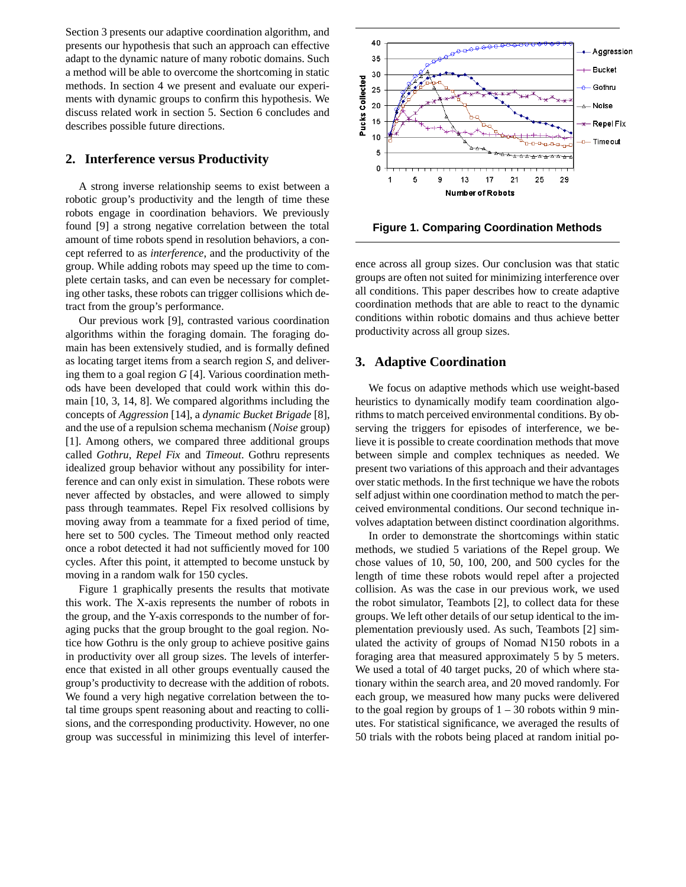Section 3 presents our adaptive coordination algorithm, and presents our hypothesis that such an approach can effective adapt to the dynamic nature of many robotic domains. Such a method will be able to overcome the shortcoming in static methods. In section 4 we present and evaluate our experiments with dynamic groups to confirm this hypothesis. We discuss related work in section 5. Section 6 concludes and describes possible future directions.

## 2. Interference versus Productivity

A strong inverse relationship seems to exist between a robotic group's productivity and the length of time these robots engage in coordination behaviors. We previously found [9] a strong negative correlation between the total amount of time robots spend in resolution behaviors, a concept referred to as *interference*, and the productivity of the group. While adding robots may speed up the time to complete certain tasks, and can even be necessary for completing other tasks, these robots can trigger collisions which detract from the group's performance.

Our previous work [9], contrasted various coordination algorithms within the foraging domain. The foraging domain has been extensively studied, and is formally defined as locating target items from a search region *S*, and delivering them to a goal region *G* [4]. Various coordination methods have been developed that could work within this domain [10, 3, 14, 8]. We compared algorithms including the concepts of *Aggression* [14], a *dynamic Bucket Brigade* [8], and the use of a repulsion schema mechanism (*Noise* group) [1]. Among others, we compared three additional groups called *Gothru*, *Repel Fix* and *Timeout*. Gothru represents idealized group behavior without any possibility for interference and can only exist in simulation. These robots were never affected by obstacles, and were allowed to simply pass through teammates. Repel Fix resolved collisions by moving away from a teammate for a fixed period of time, here set to 500 cycles. The Timeout method only reacted once a robot detected it had not sufficiently moved for 100 cycles. After this point, it attempted to become unstuck by moving in a random walk for 150 cycles.

Figure 1 graphically presents the results that motivate this work. The X-axis represents the number of robots in the group, and the Y-axis corresponds to the number of foraging pucks that the group brought to the goal region. Notice how Gothru is the only group to achieve positive gains in productivity over all group sizes. The levels of interference that existed in all other groups eventually caused the group's productivity to decrease with the addition of robots. We found a very high negative correlation between the total time groups spent reasoning about and reacting to collisions, and the corresponding productivity. However, no one group was successful in minimizing this level of interference across all group sizes. Our conclusion was that static groups are often not suited for minimizing interference over all conditions. This paper describes how to create adaptive coordination methods that are able to react to the dynamic conditions within robotic domains and thus achieve better productivity across all group sizes.

**Figure 1. Comparing Coordination Methods**

## 3. Adaptive Coordination

We focus on adaptive methods which use weight-based heuristics to dynamically modify team coordination algorithms to match perceived environmental conditions. By observing the triggers for episodes of interference, we believe it is possible to create coordination methods that move between simple and complex techniques as needed. We present two variations of this approach and their advantages over static methods. In the first technique we have the robots self adjust within one coordination method to match the perceived environmental conditions. Our second technique involves adaptation between distinct coordination algorithms.

In order to demonstrate the shortcomings within static methods, we studied 5 variations of the Repel group. We chose values of 10, 50, 100, 200, and 500 cycles for the length of time these robots would repel after a projected collision. As was the case in our previous work, we used the robot simulator, Teambots [2], to collect data for these groups. We left other details of our setup identical to the implementation previously used. As such, Teambots [2] simulated the activity of groups of Nomad N150 robots in a foraging area that measured approximately 5 by 5 meters. We used a total of 40 target pucks, 20 of which where stationary within the search area, and 20 moved randomly. For each group, we measured how many pucks were delivered to the goal region by groups of 1 – 30 robots within 9 minutes. For statistical significance, we averaged the results of 50 trials with the robots being placed at random initial po-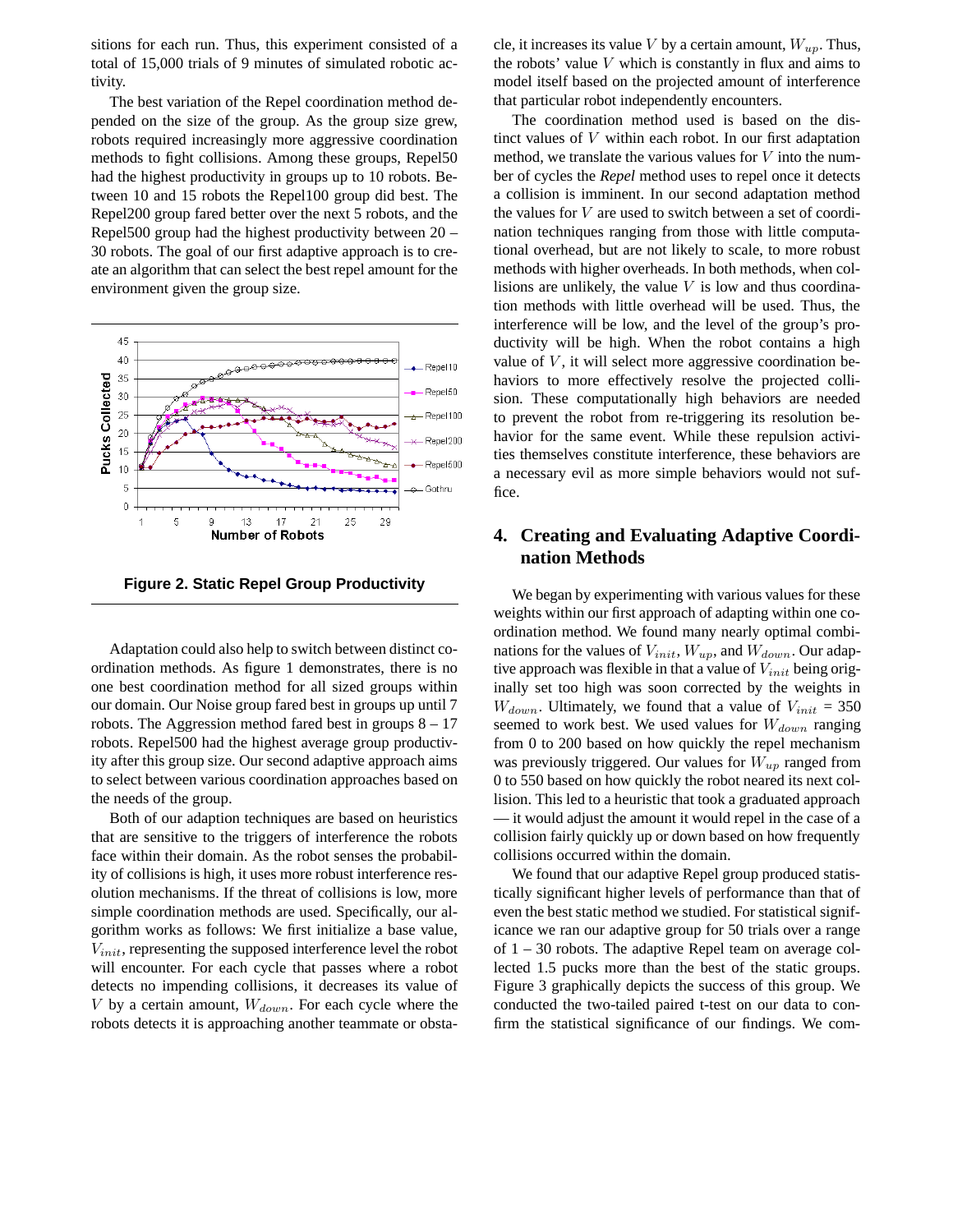sitions for each run. Thus, this experiment consisted of a total of 15,000 trials of 9 minutes of simulated robotic activity.

The best variation of the Repel coordination method depended on the size of the group. As the group size grew, robots required increasingly more aggressive coordination methods to fight collisions. Among these groups, Repel50 had the highest productivity in groups up to 10 robots. Between 10 and 15 robots the Repel100 group did best. The Repel200 group fared better over the next 5 robots, and the Repel500 group had the highest productivity between 20 – 30 robots. The goal of our first adaptive approach is to create an algorithm that can select the best repel amount for the environment given the group size.

**Figure 2. Static Repel Group Productivity**

Adaptation could also help to switch between distinct coordination methods. As figure 1 demonstrates, there is no one best coordination method for all sized groups within our domain. Our Noise group fared best in groups up until 7 robots. The Aggression method fared best in groups 8 – 17 robots. Repel500 had the highest average group productivity after this group size. Our second adaptive approach aims to select between various coordination approaches based on the needs of the group.

Both of our adaption techniques are based on heuristics that are sensitive to the triggers of interference the robots face within their domain. As the robot senses the probability of collisions is high, it uses more robust interference resolution mechanisms. If the threat of collisions is low, more simple coordination methods are used. Specifically, our algorithm works as follows: We first initialize a base value, $V_{init}$, representing the supposed interference level the robot will encounter. For each cycle that passes where a robot detects no impending collisions, it decreases its value of $V$ by a certain amount, $W_{down}$. For each cycle where the robots detects it is approaching another teammate or obstacle, it increases its value $V$ by a certain amount, $W_{up}$. Thus, the robots' value $V$ which is constantly in flux and aims to model itself based on the projected amount of interference that particular robot independently encounters.

The coordination method used is based on the distinct values of $V$ within each robot. In our first adaptation method, we translate the various values for $V$ into the number of cycles the *Repel* method uses to repel once it detects a collision is imminent. In our second adaptation method the values for $V$ are used to switch between a set of coordination techniques ranging from those with little computational overhead, but are not likely to scale, to more robust methods with higher overheads. In both methods, when collisions are unlikely, the value $V$ is low and thus coordination methods with little overhead will be used. Thus, the interference will be low, and the level of the group's productivity will be high. When the robot contains a high value of $V$, it will select more aggressive coordination behaviors to more effectively resolve the projected collision. These computationally high behaviors are needed to prevent the robot from re-triggering its resolution behavior for the same event. While these repulsion activities themselves constitute interference, these behaviors are a necessary evil as more simple behaviors would not suffice.

## 4. Creating and Evaluating Adaptive Coordination Methods

We began by experimenting with various values for these weights within our first approach of adapting within one coordination method. We found many nearly optimal combinations for the values of $V_{init}$, $W_{up}$, and $W_{down}$. Our adaptive approach was flexible in that a value of $V_{init}$ being originally set too high was soon corrected by the weights in $W_{down}$. Ultimately, we found that a value of $V_{init}$ = 350 seemed to work best. We used values for $W_{down}$ ranging from 0 to 200 based on how quickly the repel mechanism was previously triggered. Our values for $W_{up}$ ranged from 0 to 550 based on how quickly the robot neared its next collision. This led to a heuristic that took a graduated approach — it would adjust the amount it would repel in the case of a collision fairly quickly up or down based on how frequently collisions occurred within the domain.

We found that our adaptive Repel group produced statistically significant higher levels of performance than that of even the best static method we studied. For statistical significance we ran our adaptive group for 50 trials over a range of 1 – 30 robots. The adaptive Repel team on average collected 1.5 pucks more than the best of the static groups. Figure 3 graphically depicts the success of this group. We conducted the two-tailed paired t-test on our data to confirm the statistical significance of our findings. We com-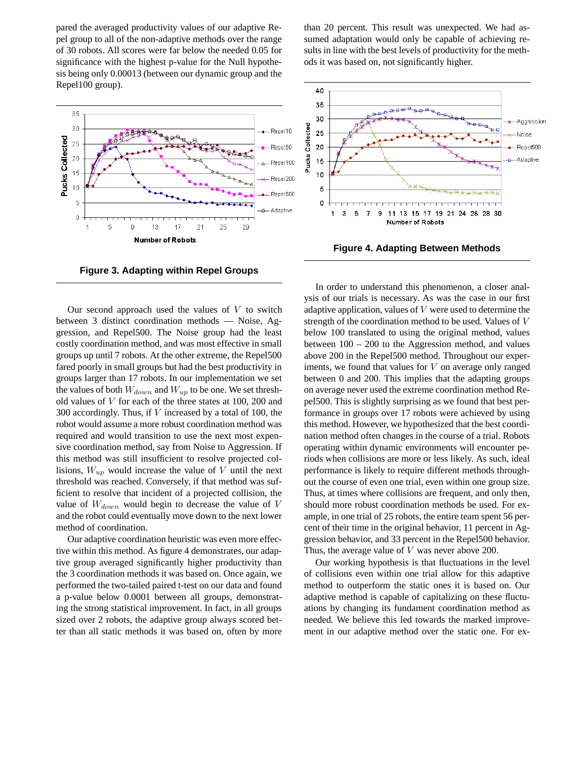pared the averaged productivity values of our adaptive Repel group to all of the non-adaptive methods over the range of 30 robots. All scores were far below the needed 0.05 for significance with the highest p-value for the Null hypothesis being only 0.00013 (between our dynamic group and the Repel100 group).

**Figure 3. Adapting within Repel Groups**

Our second approach used the values of $V$ to switch between 3 distinct coordination methods — Noise, Aggression, and Repel500. The Noise group had the least costly coordination method, and was most effective in small groups up until 7 robots. At the other extreme, the Repel500 fared poorly in small groups but had the best productivity in groups larger than 17 robots. In our implementation we set the values of both $W_{down}$ and $W_{up}$ to be one. We set threshold values of $V$ for each of the three states at 100, 200 and 300 accordingly. Thus, if $V$ increased by a total of 100, the robot would assume a more robust coordination method was required and would transition to use the next most expensive coordination method, say from Noise to Aggression. If this method was still insufficient to resolve projected collisions, $W_{up}$ would increase the value of $V$ until the next threshold was reached. Conversely, if that method was sufficient to resolve that incident of a projected collision, the value of $W_{down}$ would begin to decrease the value of $V$ and the robot could eventually move down to the next lower method of coordination.

Our adaptive coordination heuristic was even more effective within this method. As figure 4 demonstrates, our adaptive group averaged significantly higher productivity than the 3 coordination methods it was based on. Once again, we performed the two-tailed paired t-test on our data and found a p-value below 0.0001 between all groups, demonstrating the strong statistical improvement. In fact, in all groups sized over 2 robots, the adaptive group always scored better than all static methods it was based on, often by more than 20 percent. This result was unexpected. We had assumed adaptation would only be capable of achieving results in line with the best levels of productivity for the methods it was based on, not significantly higher.

**Figure 4. Adapting Between Methods**

In order to understand this phenomenon, a closer analysis of our trials is necessary. As was the case in our first adaptive application, values of $V$ were used to determine the strength of the coordination method to be used. Values of $V$ below 100 translated to using the original method, values between 100 – 200 to the Aggression method, and values above 200 in the Repel500 method. Throughout our experiments, we found that values for $V$ on average only ranged between 0 and 200. This implies that the adapting groups on average never used the extreme coordination method Repel500. This is slightly surprising as we found that best performance in groups over 17 robots were achieved by using this method. However, we hypothesized that the best coordination method often changes in the course of a trial. Robots operating within dynamic environments will encounter periods when collisions are more or less likely. As such, ideal performance is likely to require different methods throughout the course of even one trial, even within one group size. Thus, at times where collisions are frequent, and only then, should more robust coordination methods be used. For example, in one trial of 25 robots, the entire team spent 56 percent of their time in the original behavior, 11 percent in Aggression behavior, and 33 percent in the Repel500 behavior. Thus, the average value of $V$ was never above 200.

Our working hypothesis is that fluctuations in the level of collisions even within one trial allow for this adaptive method to outperform the static ones it is based on. Our adaptive method is capable of capitalizing on these fluctuations by changing its fundament coordination method as needed. We believe this led towards the marked improvement in our adaptive method over the static one. For ex-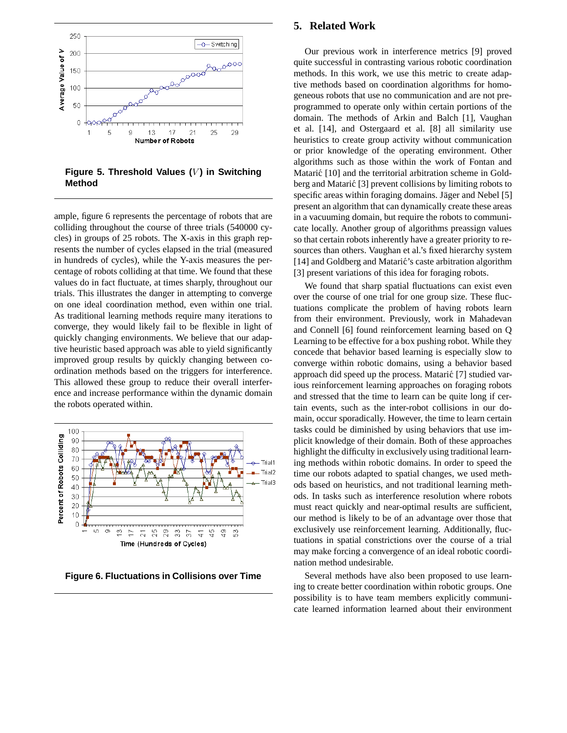Figure 5. Threshold Values ($V$) in Switching Method

ample, figure 6 represents the percentage of robots that are colliding throughout the course of three trials (540000 cycles) in groups of 25 robots. The X-axis in this graph represents the number of cycles elapsed in the trial (measured in hundreds of cycles), while the Y-axis measures the percentage of robots colliding at that time. We found that these values do in fact fluctuate, at times sharply, throughout our trials. This illustrates the danger in attempting to converge on one ideal coordination method, even within one trial. As traditional learning methods require many iterations to converge, they would likely fail to be flexible in light of quickly changing environments. We believe that our adaptive heuristic based approach was able to yield significantly improved group results by quickly changing between coordination methods based on the triggers for interference. This allowed these group to reduce their overall interference and increase performance within the dynamic domain the robots operated within.

Figure 6. Fluctuations in Collisions over Time

## 5. Related Work

Our previous work in interference metrics [9] proved quite successful in contrasting various robotic coordination methods. In this work, we use this metric to create adaptive methods based on coordination algorithms for homogeneous robots that use no communication and are not preprogrammed to operate only within certain portions of the domain. The methods of Arkin and Balch [1], Vaughan et al. [14], and Ostergaard et al. [8] all similarity use heuristics to create group activity without communication or prior knowledge of the operating environment. Other algorithms such as those within the work of Fontan and Matarić [10] and the territorial arbitration scheme in Goldberg and Matarić [3] prevent collisions by limiting robots to specific areas within foraging domains. Jäger and Nebel [5] present an algorithm that can dynamically create these areas in a vacuuming domain, but require the robots to communicate locally. Another group of algorithms preassign values so that certain robots inherently have a greater priority to resources than others. Vaughan et al.'s fixed hierarchy system [14] and Goldberg and Matarić's caste arbitration algorithm [3] present variations of this idea for foraging robots.

We found that sharp spatial fluctuations can exist even over the course of one trial for one group size. These fluctuations complicate the problem of having robots learn from their environment. Previously, work in Mahadevan and Connell [6] found reinforcement learning based on Q Learning to be effective for a box pushing robot. While they concede that behavior based learning is especially slow to converge within robotic domains, using a behavior based approach did speed up the process. Matarić [7] studied various reinforcement learning approaches on foraging robots and stressed that the time to learn can be quite long if certain events, such as the inter-robot collisions in our domain, occur sporadically. However, the time to learn certain tasks could be diminished by using behaviors that use implicit knowledge of their domain. Both of these approaches highlight the difficulty in exclusively using traditional learning methods within robotic domains. In order to speed the time our robots adapted to spatial changes, we used methods based on heuristics, and not traditional learning methods. In tasks such as interference resolution where robots must react quickly and near-optimal results are sufficient, our method is likely to be of an advantage over those that exclusively use reinforcement learning. Additionally, fluctuations in spatial constrictions over the course of a trial may make forcing a convergence of an ideal robotic coordination method undesirable.

Several methods have also been proposed to use learning to create better coordination within robotic groups. One possibility is to have team members explicitly communicate learned information learned about their environment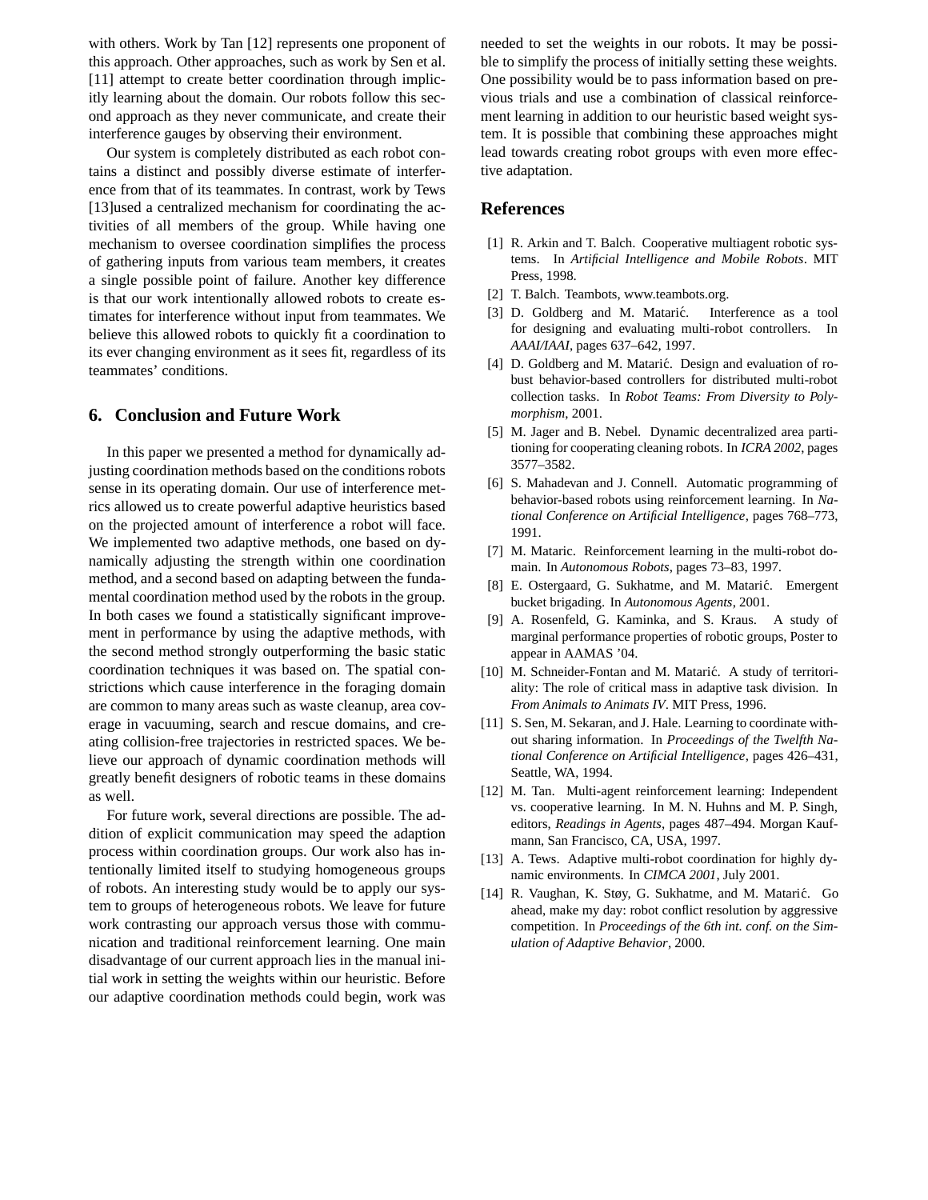with others. Work by Tan [12] represents one proponent of this approach. Other approaches, such as work by Sen et al. [11] attempt to create better coordination through implicitly learning about the domain. Our robots follow this second approach as they never communicate, and create their interference gauges by observing their environment.

Our system is completely distributed as each robot contains a distinct and possibly diverse estimate of interference from that of its teammates. In contrast, work by Tews [13]used a centralized mechanism for coordinating the activities of all members of the group. While having one mechanism to oversee coordination simplifies the process of gathering inputs from various team members, it creates a single possible point of failure. Another key difference is that our work intentionally allowed robots to create estimates for interference without input from teammates. We believe this allowed robots to quickly fit a coordination to its ever changing environment as it sees fit, regardless of its teammates' conditions.

## 6. Conclusion and Future Work

In this paper we presented a method for dynamically adjusting coordination methods based on the conditions robots sense in its operating domain. Our use of interference metrics allowed us to create powerful adaptive heuristics based on the projected amount of interference a robot will face. We implemented two adaptive methods, one based on dynamically adjusting the strength within one coordination method, and a second based on adapting between the fundamental coordination method used by the robots in the group. In both cases we found a statistically significant improvement in performance by using the adaptive methods, with the second method strongly outperforming the basic static coordination techniques it was based on. The spatial constrictions which cause interference in the foraging domain are common to many areas such as waste cleanup, area coverage in vacuuming, search and rescue domains, and creating collision-free trajectories in restricted spaces. We believe our approach of dynamic coordination methods will greatly benefit designers of robotic teams in these domains as well.

For future work, several directions are possible. The addition of explicit communication may speed the adaption process within coordination groups. Our work also has intentionally limited itself to studying homogeneous groups of robots. An interesting study would be to apply our system to groups of heterogeneous robots. We leave for future work contrasting our approach versus those with communication and traditional reinforcement learning. One main disadvantage of our current approach lies in the manual initial work in setting the weights within our heuristic. Before our adaptive coordination methods could begin, work was needed to set the weights in our robots. It may be possible to simplify the process of initially setting these weights. One possibility would be to pass information based on previous trials and use a combination of classical reinforcement learning in addition to our heuristic based weight system. It is possible that combining these approaches might lead towards creating robot groups with even more effective adaptation.

## References

[1] R. Arkin and T. Balch. Cooperative multiagent robotic systems. In *Artificial Intelligence and Mobile Robots*. MIT Press, 1998.

[2] T. Balch. Teambots, www.teambots.org.

[3] D. Goldberg and M. Matarić. Interference as a tool for designing and evaluating multi-robot controllers. In *AAAI/IAAI*, pages 637–642, 1997.

[4] D. Goldberg and M. Matarić. Design and evaluation of robust behavior-based controllers for distributed multi-robot collection tasks. In *Robot Teams: From Diversity to Polymorphism*, 2001.

[5] M. Jager and B. Nebel. Dynamic decentralized area partitioning for cooperating cleaning robots. In *ICRA 2002*, pages 3577–3582.

[6] S. Mahadevan and J. Connell. Automatic programming of behavior-based robots using reinforcement learning. In *National Conference on Artificial Intelligence*, pages 768–773, 1991.

[7] M. Mataric. Reinforcement learning in the multi-robot domain. In *Autonomous Robots*, pages 73–83, 1997.

[8] E. Ostergaard, G. Sukhatme, and M. Matarić. Emergent bucket brigading. In *Autonomous Agents*, 2001.

[9] A. Rosenfeld, G. Kaminka, and S. Kraus. A study of marginal performance properties of robotic groups, Poster to appear in AAMAS '04.

[10] M. Schneider-Fontan and M. Matarić. A study of territoriality: The role of critical mass in adaptive task division. In *From Animals to Animats IV*. MIT Press, 1996.

[11] S. Sen, M. Sekaran, and J. Hale. Learning to coordinate without sharing information. In *Proceedings of the Twelfth National Conference on Artificial Intelligence*, pages 426–431, Seattle, WA, 1994.

[12] M. Tan. Multi-agent reinforcement learning: Independent vs. cooperative learning. In M. N. Huhns and M. P. Singh, editors, *Readings in Agents*, pages 487–494. Morgan Kaufmann, San Francisco, CA, USA, 1997.

[13] A. Tews. Adaptive multi-robot coordination for highly dynamic environments. In *CIMCA 2001*, July 2001.

[14] R. Vaughan, K. Støy, G. Sukhatme, and M. Matarić. Go ahead, make my day: robot conflict resolution by aggressive competition. In *Proceedings of the 6th int. conf. on the Simulation of Adaptive Behavior*, 2000.